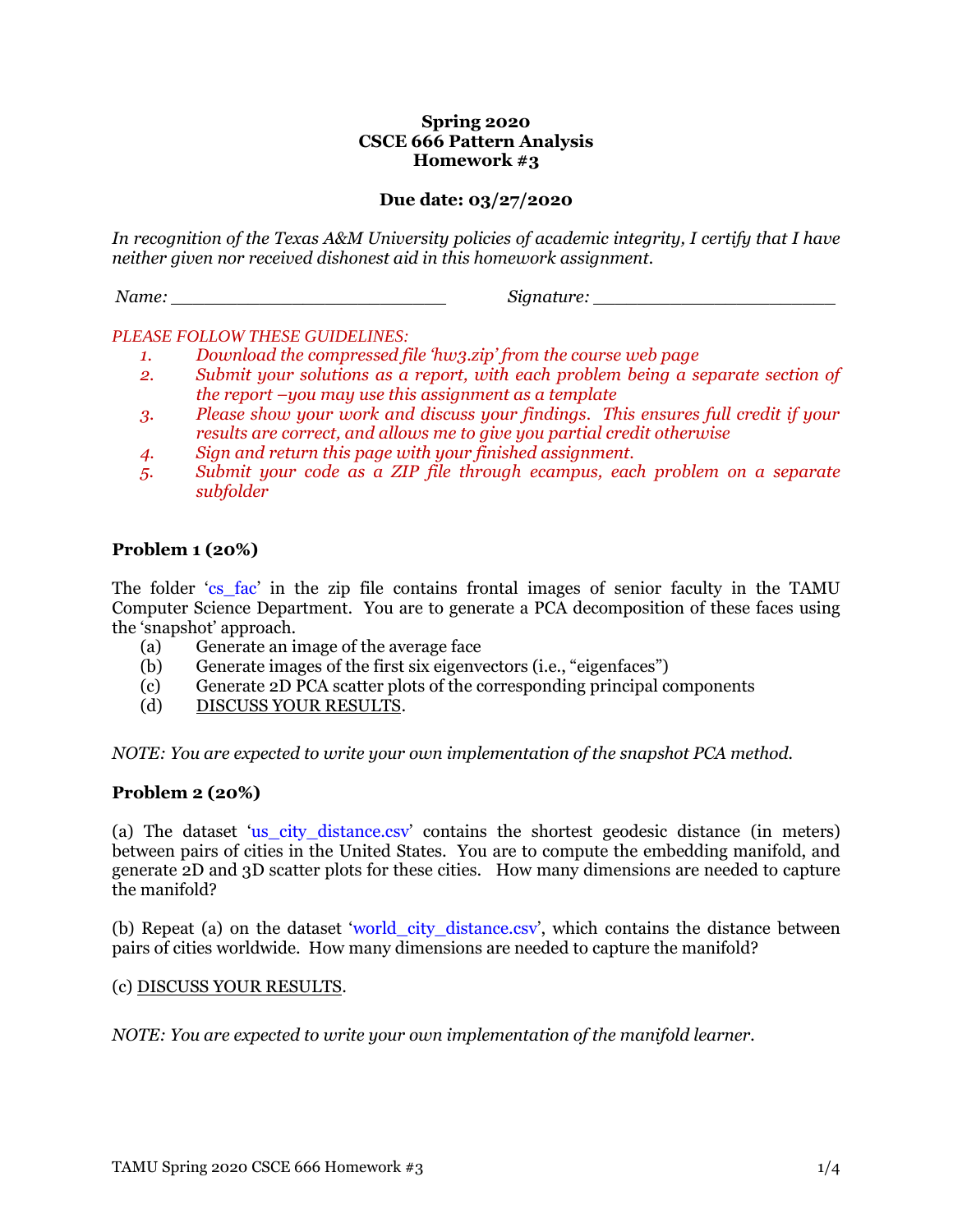**Spring 2020**
**CSCE 666 Pattern Analysis**
**Homework #3**

**Due date: 03/27/2020**

*In recognition of the Texas A&M University policies of academic integrity, I certify that I have neither given nor received dishonest aid in this homework assignment.*

*Name:* ___________________________ *Signature:* ________________________

*PLEASE FOLLOW THESE GUIDELINES:*

1. *Download the compressed file 'hw3.zip' from the course web page*
2. *Submit your solutions as a report, with each problem being a separate section of the report –you may use this assignment as a template*
3. *Please show your work and discuss your findings. This ensures full credit if your results are correct, and allows me to give you partial credit otherwise*
4. *Sign and return this page with your finished assignment.*
5. *Submit your code as a ZIP file through ecampus, each problem on a separate subfolder*

## Problem 1 (20%)

The folder 'cs_fac' in the zip file contains frontal images of senior faculty in the TAMU Computer Science Department. You are to generate a PCA decomposition of these faces using the 'snapshot' approach.

(a) Generate an image of the average face
(b) Generate images of the first six eigenvectors (i.e., "eigenfaces")
(c) Generate 2D PCA scatter plots of the corresponding principal components
(d) DISCUSS YOUR RESULTS.

*NOTE: You are expected to write your own implementation of the snapshot PCA method.*

## Problem 2 (20%)

(a) The dataset 'us_city_distance.csv' contains the shortest geodesic distance (in meters) between pairs of cities in the United States. You are to compute the embedding manifold, and generate 2D and 3D scatter plots for these cities. How many dimensions are needed to capture the manifold?

(b) Repeat (a) on the dataset 'world_city_distance.csv', which contains the distance between pairs of cities worldwide. How many dimensions are needed to capture the manifold?

(c) DISCUSS YOUR RESULTS.

*NOTE: You are expected to write your own implementation of the manifold learner.*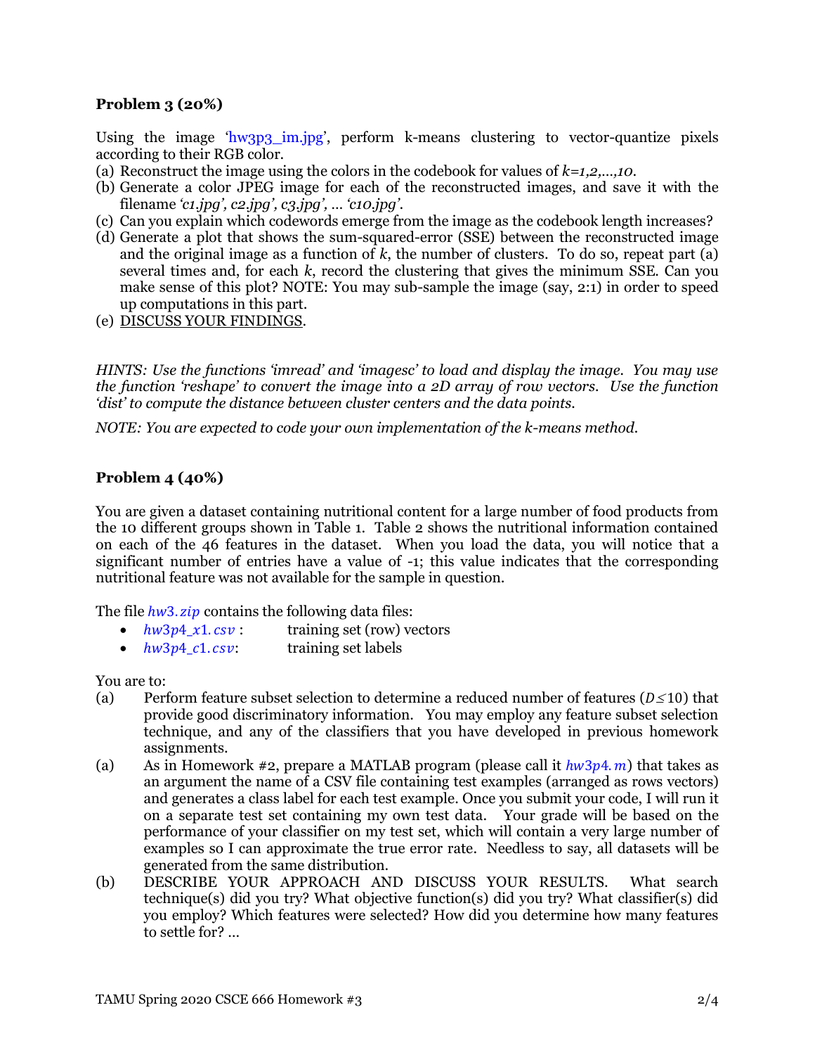### Problem 3 (20%)

Using the image 'hw3p3_im.jpg', perform k-means clustering to vector-quantize pixels according to their RGB color.

(a) Reconstruct the image using the colors in the codebook for values of $k=1,2,\ldots,10$.

(b) Generate a color JPEG image for each of the reconstructed images, and save it with the filename *'c1.jpg', c2.jpg', c3.jpg', … 'c10.jpg'*.

(c) Can you explain which codewords emerge from the image as the codebook length increases?

(d) Generate a plot that shows the sum-squared-error (SSE) between the reconstructed image and the original image as a function of $k$, the number of clusters. To do so, repeat part (a) several times and, for each $k$, record the clustering that gives the minimum SSE. Can you make sense of this plot? NOTE: You may sub-sample the image (say, 2:1) in order to speed up computations in this part.

(e) DISCUSS YOUR FINDINGS.

*HINTS: Use the functions 'imread' and 'imagesc' to load and display the image. You may use the function 'reshape' to convert the image into a 2D array of row vectors. Use the function 'dist' to compute the distance between cluster centers and the data points.*

*NOTE: You are expected to code your own implementation of the k-means method.*

### Problem 4 (40%)

You are given a dataset containing nutritional content for a large number of food products from the 10 different groups shown in Table 1. Table 2 shows the nutritional information contained on each of the 46 features in the dataset. When you load the data, you will notice that a significant number of entries have a value of -1; this value indicates that the corresponding nutritional feature was not available for the sample in question.

The file *hw3.zip* contains the following data files:

- *hw3p4_x1.csv* : training set (row) vectors
- *hw3p4_c1.csv*: training set labels

You are to:

(a) Perform feature subset selection to determine a reduced number of features ($D \leq 10$) that provide good discriminatory information. You may employ any feature subset selection technique, and any of the classifiers that you have developed in previous homework assignments.

(a) As in Homework #2, prepare a MATLAB program (please call it *hw3p4.m*) that takes as an argument the name of a CSV file containing test examples (arranged as rows vectors) and generates a class label for each test example. Once you submit your code, I will run it on a separate test set containing my own test data. Your grade will be based on the performance of your classifier on my test set, which will contain a very large number of examples so I can approximate the true error rate. Needless to say, all datasets will be generated from the same distribution.

(b) DESCRIBE YOUR APPROACH AND DISCUSS YOUR RESULTS. What search technique(s) did you try? What objective function(s) did you try? What classifier(s) did you employ? Which features were selected? How did you determine how many features to settle for? …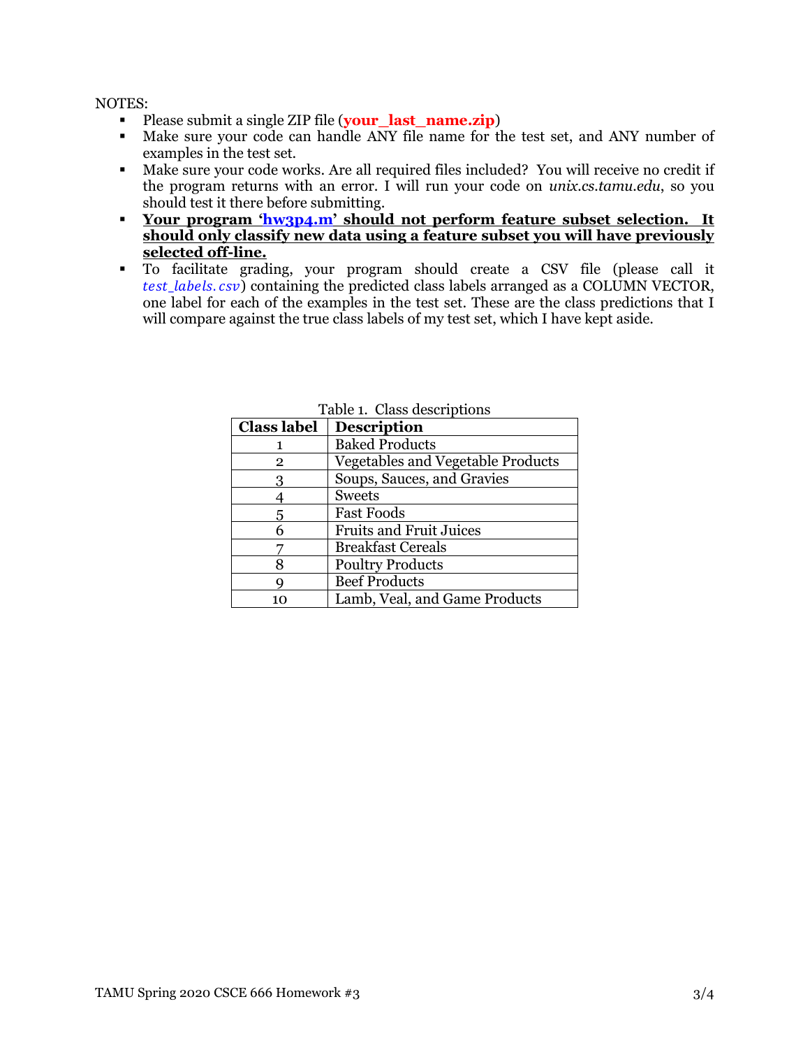NOTES:

- Please submit a single ZIP file (**your_last_name.zip**)
- Make sure your code can handle ANY file name for the test set, and ANY number of examples in the test set.
- Make sure your code works. Are all required files included? You will receive no credit if the program returns with an error. I will run your code on *unix.cs.tamu.edu*, so you should test it there before submitting.
- **Your program 'hw3p4.m' should not perform feature subset selection. It should only classify new data using a feature subset you will have previously selected off-line.**
- To facilitate grading, your program should create a CSV file (please call it *test_labels.csv*) containing the predicted class labels arranged as a COLUMN VECTOR, one label for each of the examples in the test set. These are the class predictions that I will compare against the true class labels of my test set, which I have kept aside.

Table 1. Class descriptions

| Class label | Description |
|---|---|
| 1 | Baked Products |
| 2 | Vegetables and Vegetable Products |
| 3 | Soups, Sauces, and Gravies |
| 4 | Sweets |
| 5 | Fast Foods |
| 6 | Fruits and Fruit Juices |
| 7 | Breakfast Cereals |
| 8 | Poultry Products |
| 9 | Beef Products |
| 10 | Lamb, Veal, and Game Products |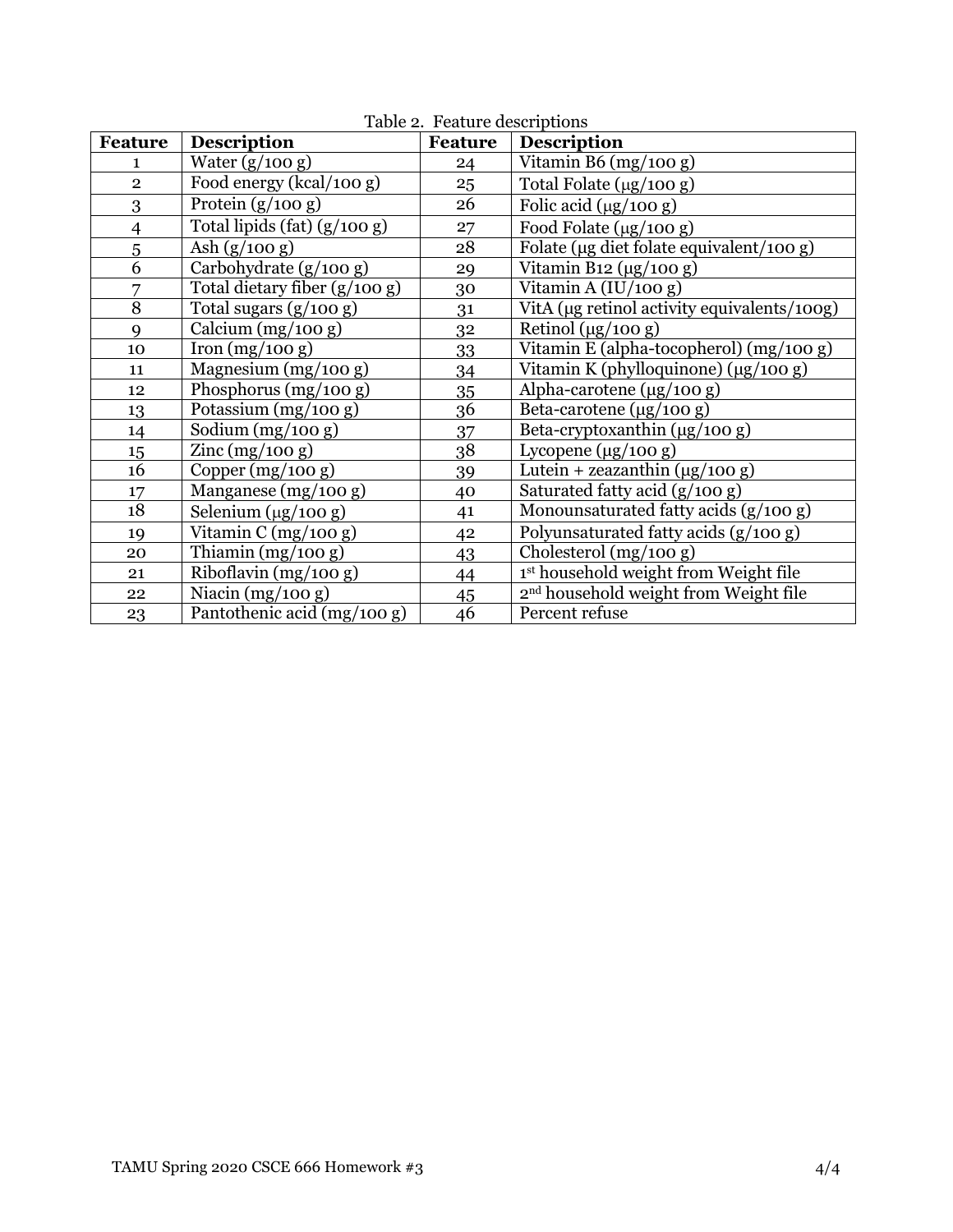Table 2. Feature descriptions

| Feature | Description | Feature | Description |
|---|---|---|---|
| 1 | Water (g/100 g) | 24 | Vitamin B6 (mg/100 g) |
| 2 | Food energy (kcal/100 g) | 25 | Total Folate (μg/100 g) |
| 3 | Protein (g/100 g) | 26 | Folic acid (μg/100 g) |
| 4 | Total lipids (fat) (g/100 g) | 27 | Food Folate (μg/100 g) |
| 5 | Ash (g/100 g) | 28 | Folate (μg diet folate equivalent/100 g) |
| 6 | Carbohydrate (g/100 g) | 29 | Vitamin B12 (μg/100 g) |
| 7 | Total dietary fiber (g/100 g) | 30 | Vitamin A (IU/100 g) |
| 8 | Total sugars (g/100 g) | 31 | VitA (μg retinol activity equivalents/100g) |
| 9 | Calcium (mg/100 g) | 32 | Retinol (μg/100 g) |
| 10 | Iron (mg/100 g) | 33 | Vitamin E (alpha-tocopherol) (mg/100 g) |
| 11 | Magnesium (mg/100 g) | 34 | Vitamin K (phylloquinone) (μg/100 g) |
| 12 | Phosphorus (mg/100 g) | 35 | Alpha-carotene (μg/100 g) |
| 13 | Potassium (mg/100 g) | 36 | Beta-carotene (μg/100 g) |
| 14 | Sodium (mg/100 g) | 37 | Beta-cryptoxanthin (μg/100 g) |
| 15 | Zinc (mg/100 g) | 38 | Lycopene (μg/100 g) |
| 16 | Copper (mg/100 g) | 39 | Lutein + zeazanthin (μg/100 g) |
| 17 | Manganese (mg/100 g) | 40 | Saturated fatty acid (g/100 g) |
| 18 | Selenium (μg/100 g) | 41 | Monounsaturated fatty acids (g/100 g) |
| 19 | Vitamin C (mg/100 g) | 42 | Polyunsaturated fatty acids (g/100 g) |
| 20 | Thiamin (mg/100 g) | 43 | Cholesterol (mg/100 g) |
| 21 | Riboflavin (mg/100 g) | 44 | 1st household weight from Weight file |
| 22 | Niacin (mg/100 g) | 45 | 2nd household weight from Weight file |
| 23 | Pantothenic acid (mg/100 g) | 46 | Percent refuse |